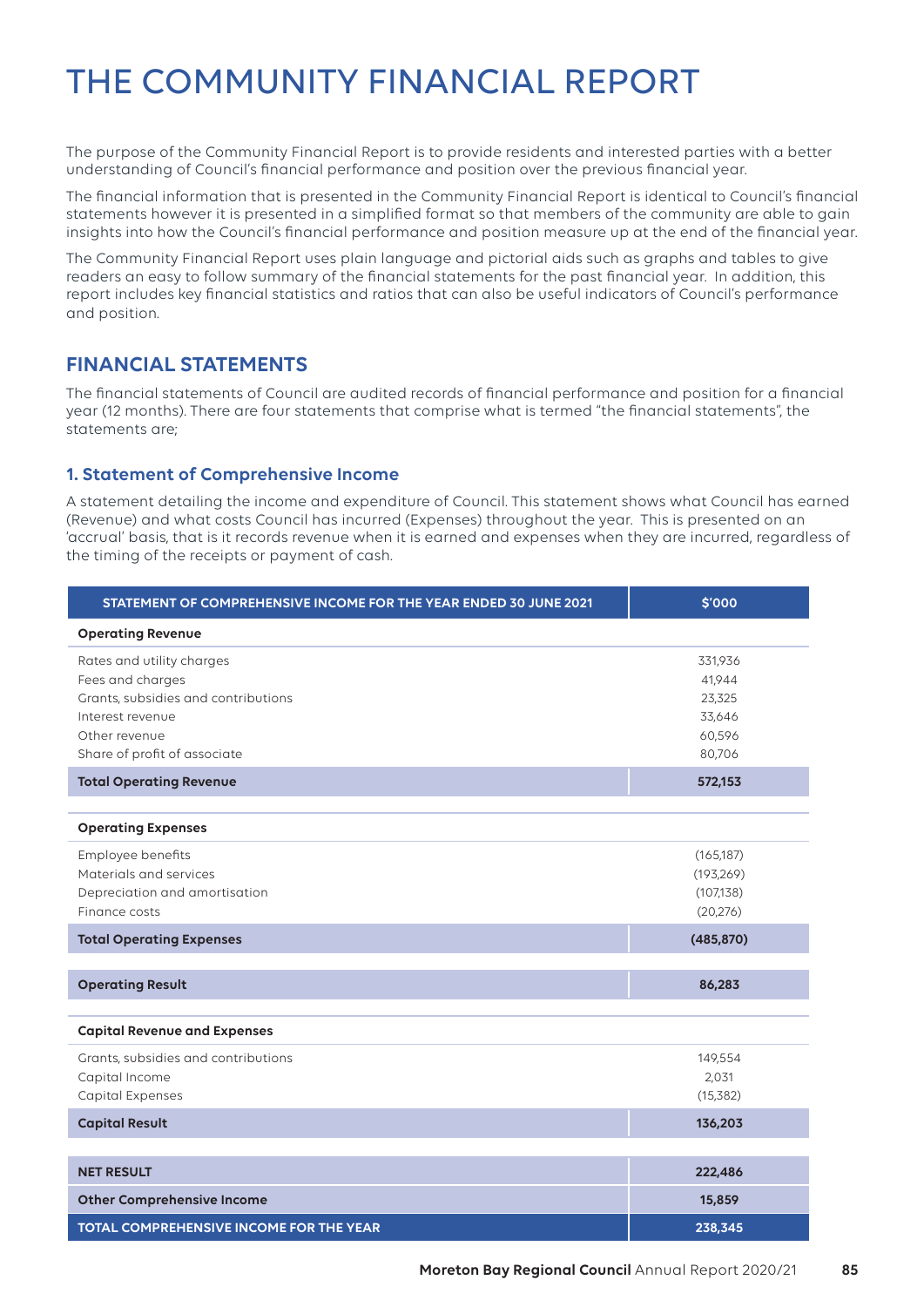# THE COMMUNITY FINANCIAL REPORT

The purpose of the Community Financial Report is to provide residents and interested parties with a better understanding of Council's financial performance and position over the previous financial year.

The financial information that is presented in the Community Financial Report is identical to Council's financial statements however it is presented in a simplified format so that members of the community are able to gain insights into how the Council's financial performance and position measure up at the end of the financial year.

The Community Financial Report uses plain language and pictorial aids such as graphs and tables to give readers an easy to follow summary of the financial statements for the past financial year. In addition, this report includes key financial statistics and ratios that can also be useful indicators of Council's performance and position.

## FINANCIAL STATEMENTS

The financial statements of Council are audited records of financial performance and position for a financial year (12 months). There are four statements that comprise what is termed "the financial statements", the statements are;

### 1. Statement of Comprehensive Income

A statement detailing the income and expenditure of Council. This statement shows what Council has earned (Revenue) and what costs Council has incurred (Expenses) throughout the year. This is presented on an 'accrual' basis, that is it records revenue when it is earned and expenses when they are incurred, regardless of the timing of the receipts or payment of cash.

| STATEMENT OF COMPREHENSIVE INCOME FOR THE YEAR ENDED 30 JUNE 2021 | $'000 |
|---|---|
| **Operating Revenue** | |
| Rates and utility charges | 331,936 |
| Fees and charges | 41,944 |
| Grants, subsidies and contributions | 23,325 |
| Interest revenue | 33,646 |
| Other revenue | 60,596 |
| Share of profit of associate | 80,706 |
| **Total Operating Revenue** | **572,153** |
| **Operating Expenses** | |
| Employee benefits | (165,187) |
| Materials and services | (193,269) |
| Depreciation and amortisation | (107,138) |
| Finance costs | (20,276) |
| **Total Operating Expenses** | **(485,870)** |
| **Operating Result** | **86,283** |
| **Capital Revenue and Expenses** | |
| Grants, subsidies and contributions | 149,554 |
| Capital Income | 2,031 |
| Capital Expenses | (15,382) |
| **Capital Result** | **136,203** |
| **NET RESULT** | **222,486** |
| **Other Comprehensive Income** | **15,859** |
| **TOTAL COMPREHENSIVE INCOME FOR THE YEAR** | **238,345** |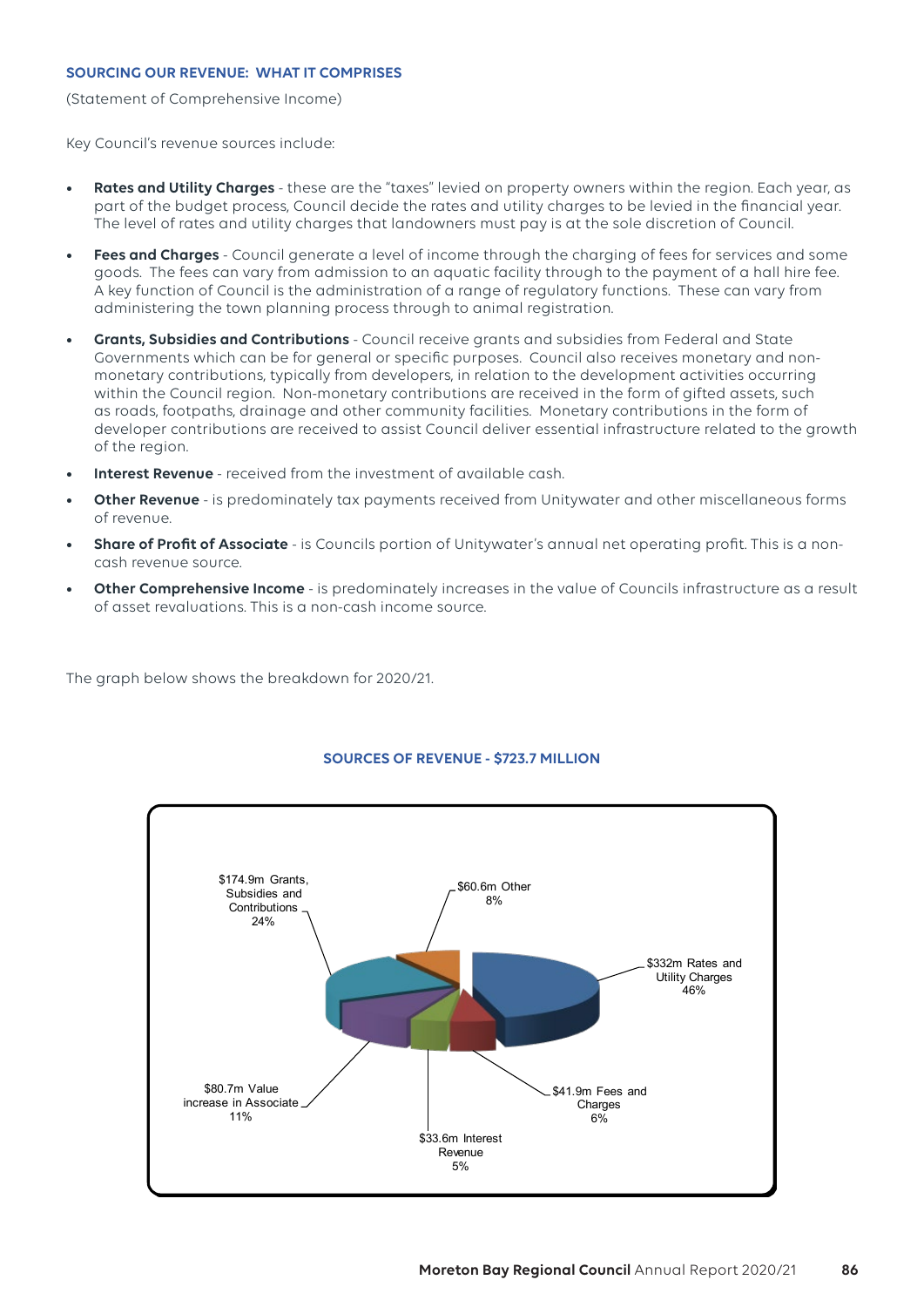**SOURCING OUR REVENUE: WHAT IT COMPRISES**

(Statement of Comprehensive Income)

Key Council's revenue sources include:

- **Rates and Utility Charges** - these are the "taxes" levied on property owners within the region. Each year, as part of the budget process, Council decide the rates and utility charges to be levied in the financial year. The level of rates and utility charges that landowners must pay is at the sole discretion of Council.
- **Fees and Charges** - Council generate a level of income through the charging of fees for services and some goods. The fees can vary from admission to an aquatic facility through to the payment of a hall hire fee. A key function of Council is the administration of a range of regulatory functions. These can vary from administering the town planning process through to animal registration.
- **Grants, Subsidies and Contributions** - Council receive grants and subsidies from Federal and State Governments which can be for general or specific purposes. Council also receives monetary and non-monetary contributions, typically from developers, in relation to the development activities occurring within the Council region. Non-monetary contributions are received in the form of gifted assets, such as roads, footpaths, drainage and other community facilities. Monetary contributions in the form of developer contributions are received to assist Council deliver essential infrastructure related to the growth of the region.
- **Interest Revenue** - received from the investment of available cash.
- **Other Revenue** - is predominately tax payments received from Unitywater and other miscellaneous forms of revenue.
- **Share of Profit of Associate** - is Councils portion of Unitywater's annual net operating profit. This is a non-cash revenue source.
- **Other Comprehensive Income** - is predominately increases in the value of Councils infrastructure as a result of asset revaluations. This is a non-cash income source.

The graph below shows the breakdown for 2020/21.

**SOURCES OF REVENUE - $723.7 MILLION**

| Source | Amount | % |
|---|---|---|
| Rates and Utility Charges | $332m | 46% |
| Fees and Charges | $41.9m | 6% |
| Interest Revenue | $33.6m | 5% |
| Value increase in Associate | $80.7m | 11% |
| Grants, Subsidies and Contributions | $174.9m | 24% |
| Other | $60.6m | 8% |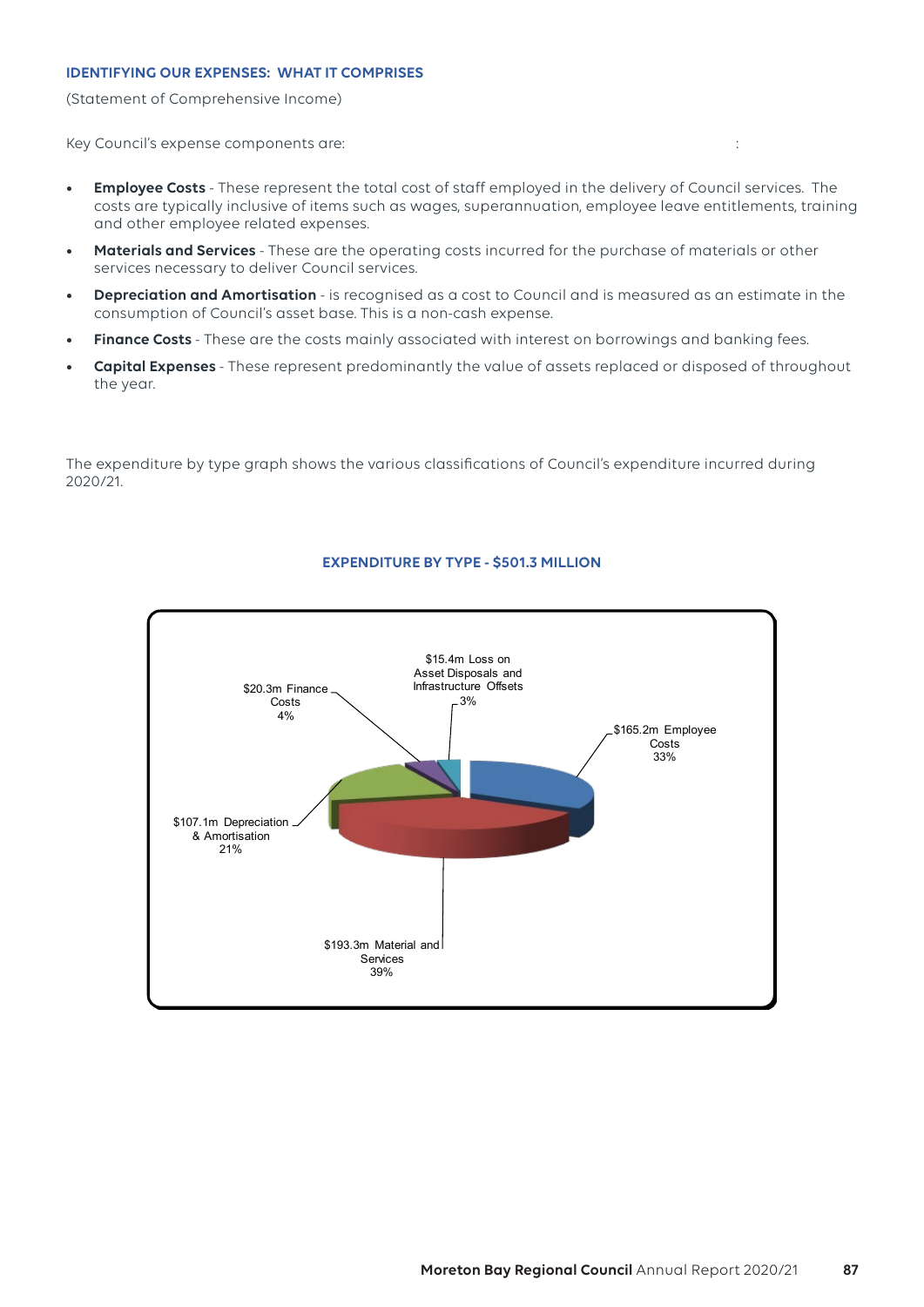## IDENTIFYING OUR EXPENSES: WHAT IT COMPRISES

(Statement of Comprehensive Income)

Key Council's expense components are:

- **Employee Costs** - These represent the total cost of staff employed in the delivery of Council services. The costs are typically inclusive of items such as wages, superannuation, employee leave entitlements, training and other employee related expenses.
- **Materials and Services** - These are the operating costs incurred for the purchase of materials or other services necessary to deliver Council services.
- **Depreciation and Amortisation** - is recognised as a cost to Council and is measured as an estimate in the consumption of Council's asset base. This is a non-cash expense.
- **Finance Costs** - These are the costs mainly associated with interest on borrowings and banking fees.
- **Capital Expenses** - These represent predominantly the value of assets replaced or disposed of throughout the year.

The expenditure by type graph shows the various classifications of Council's expenditure incurred during 2020/21.

### EXPENDITURE BY TYPE - $501.3 MILLION

| Expense type | Amount | Percentage |
|---|---|---|
| Employee Costs | $165.2m | 33% |
| Material and Services | $193.3m | 39% |
| Depreciation & Amortisation | $107.1m | 21% |
| Finance Costs | $20.3m | 4% |
| Loss on Asset Disposals and Infrastructure Offsets | $15.4m | 3% |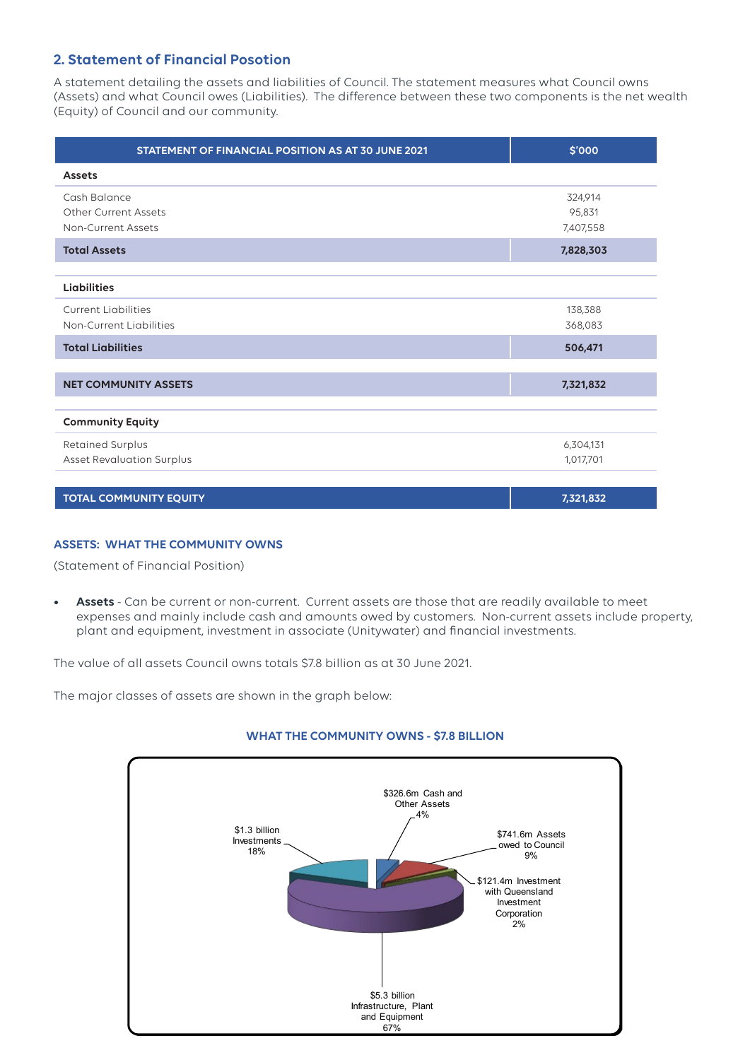## 2. Statement of Financial Posotion

A statement detailing the assets and liabilities of Council. The statement measures what Council owns (Assets) and what Council owes (Liabilities). The difference between these two components is the net wealth (Equity) of Council and our community.

| STATEMENT OF FINANCIAL POSITION AS AT 30 JUNE 2021 | $'000 |
|---|---|
| **Assets** | |
| Cash Balance | 324,914 |
| Other Current Assets | 95,831 |
| Non-Current Assets | 7,407,558 |
| **Total Assets** | **7,828,303** |
| **Liabilities** | |
| Current Liabilities | 138,388 |
| Non-Current Liabilities | 368,083 |
| **Total Liabilities** | **506,471** |
| **NET COMMUNITY ASSETS** | **7,321,832** |
| **Community Equity** | |
| Retained Surplus | 6,304,131 |
| Asset Revaluation Surplus | 1,017,701 |
| **TOTAL COMMUNITY EQUITY** | **7,321,832** |

### ASSETS: WHAT THE COMMUNITY OWNS

(Statement of Financial Position)

- **Assets** - Can be current or non-current. Current assets are those that are readily available to meet expenses and mainly include cash and amounts owed by customers. Non-current assets include property, plant and equipment, investment in associate (Unitywater) and financial investments.

The value of all assets Council owns totals $7.8 billion as at 30 June 2021.

The major classes of assets are shown in the graph below:

**WHAT THE COMMUNITY OWNS - $7.8 BILLION**

- $326.6m Cash and Other Assets 4%
- $741.6m Assets owed to Council 9%
- $121.4m Investment with Queensland Investment Corporation 2%
- $5.3 billion Infrastructure, Plant and Equipment 67%
- $1.3 billion Investments 18%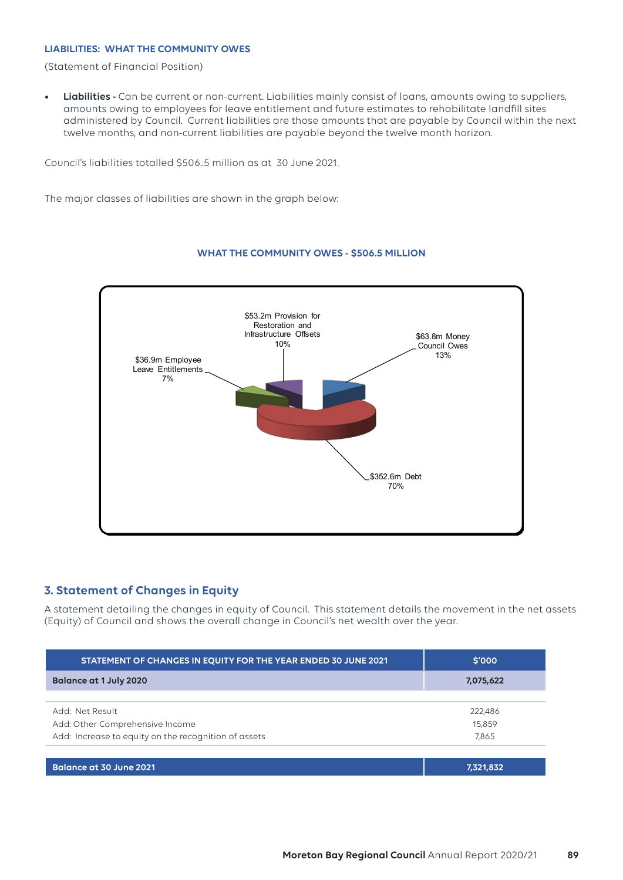**LIABILITIES: WHAT THE COMMUNITY OWES**

(Statement of Financial Position)

- **Liabilities -** Can be current or non-current. Liabilities mainly consist of loans, amounts owing to suppliers, amounts owing to employees for leave entitlement and future estimates to rehabilitate landfill sites administered by Council. Current liabilities are those amounts that are payable by Council within the next twelve months, and non-current liabilities are payable beyond the twelve month horizon.

Council's liabilities totalled $506..5 million as at 30 June 2021.

The major classes of liabilities are shown in the graph below:

**WHAT THE COMMUNITY OWES - $506.5 MILLION**

$53.2m Provision for Restoration and Infrastructure Offsets 10%

$63.8m Money Council Owes 13%

$36.9m Employee Leave Entitlements 7%

$352.6m Debt 70%

## 3. Statement of Changes in Equity

A statement detailing the changes in equity of Council. This statement details the movement in the net assets (Equity) of Council and shows the overall change in Council's net wealth over the year.

| STATEMENT OF CHANGES IN EQUITY FOR THE YEAR ENDED 30 JUNE 2021 | $'000 |
|---|---|
| **Balance at 1 July 2020** | **7,075,622** |
| Add: Net Result | 222,486 |
| Add: Other Comprehensive Income | 15,859 |
| Add: Increase to equity on the recognition of assets | 7,865 |
| **Balance at 30 June 2021** | **7,321,832** |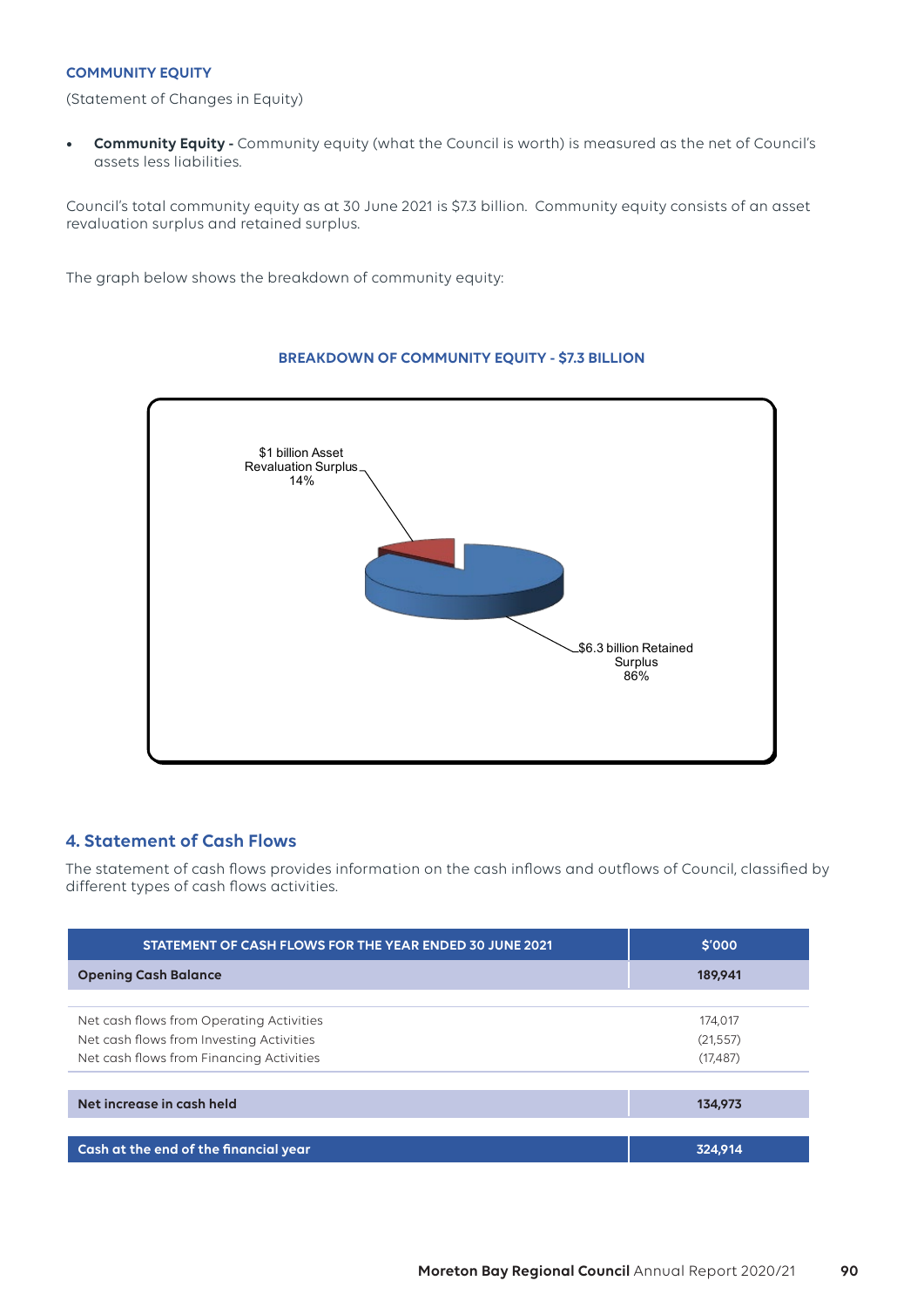**COMMUNITY EQUITY**

(Statement of Changes in Equity)

- **Community Equity -** Community equity (what the Council is worth) is measured as the net of Council's assets less liabilities.

Council's total community equity as at 30 June 2021 is $7.3 billion. Community equity consists of an asset revaluation surplus and retained surplus.

The graph below shows the breakdown of community equity:

**BREAKDOWN OF COMMUNITY EQUITY - $7.3 BILLION**

$1 billion Asset Revaluation Surplus 14%

$6.3 billion Retained Surplus 86%

## 4. Statement of Cash Flows

The statement of cash flows provides information on the cash inflows and outflows of Council, classified by different types of cash flows activities.

| STATEMENT OF CASH FLOWS FOR THE YEAR ENDED 30 JUNE 2021 | $'000 |
|---|---|
| **Opening Cash Balance** | **189,941** |
| Net cash flows from Operating Activities | 174,017 |
| Net cash flows from Investing Activities | (21,557) |
| Net cash flows from Financing Activities | (17,487) |
| **Net increase in cash held** | **134,973** |
| **Cash at the end of the financial year** | **324,914** |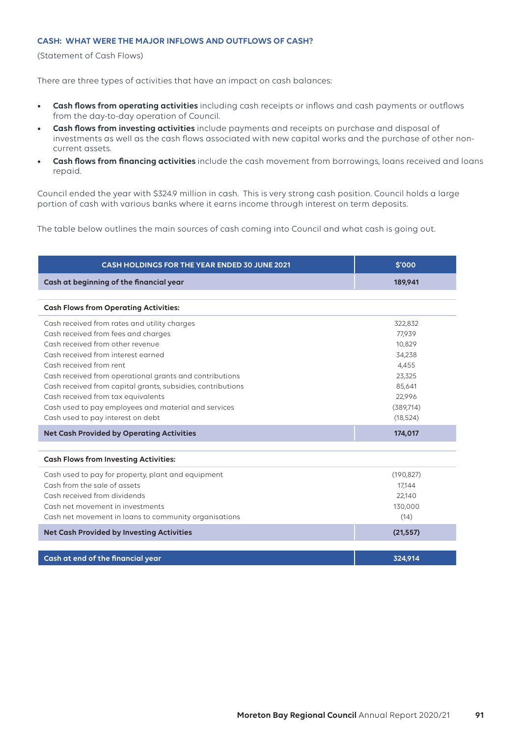## CASH: WHAT WERE THE MAJOR INFLOWS AND OUTFLOWS OF CASH?

(Statement of Cash Flows)

There are three types of activities that have an impact on cash balances:

- **Cash flows from operating activities** including cash receipts or inflows and cash payments or outflows from the day-to-day operation of Council.
- **Cash flows from investing activities** include payments and receipts on purchase and disposal of investments as well as the cash flows associated with new capital works and the purchase of other non-current assets.
- **Cash flows from financing activities** include the cash movement from borrowings, loans received and loans repaid.

Council ended the year with $324.9 million in cash. This is very strong cash position. Council holds a large portion of cash with various banks where it earns income through interest on term deposits.

The table below outlines the main sources of cash coming into Council and what cash is going out.

| CASH HOLDINGS FOR THE YEAR ENDED 30 JUNE 2021 | $'000 |
|---|---|
| **Cash at beginning of the financial year** | **189,941** |
| **Cash Flows from Operating Activities:** | |
| Cash received from rates and utility charges | 322,832 |
| Cash received from fees and charges | 77,939 |
| Cash received from other revenue | 10,829 |
| Cash received from interest earned | 34,238 |
| Cash received from rent | 4,455 |
| Cash received from operational grants and contributions | 23,325 |
| Cash received from capital grants, subsidies, contributions | 85,641 |
| Cash received from tax equivalents | 22,996 |
| Cash used to pay employees and material and services | (389,714) |
| Cash used to pay interest on debt | (18,524) |
| **Net Cash Provided by Operating Activities** | **174,017** |
| **Cash Flows from Investing Activities:** | |
| Cash used to pay for property, plant and equipment | (190,827) |
| Cash from the sale of assets | 17,144 |
| Cash received from dividends | 22,140 |
| Cash net movement in investments | 130,000 |
| Cash net movement in loans to community organisations | (14) |
| **Net Cash Provided by Investing Activities** | **(21,557)** |
| **Cash at end of the financial year** | **324,914** |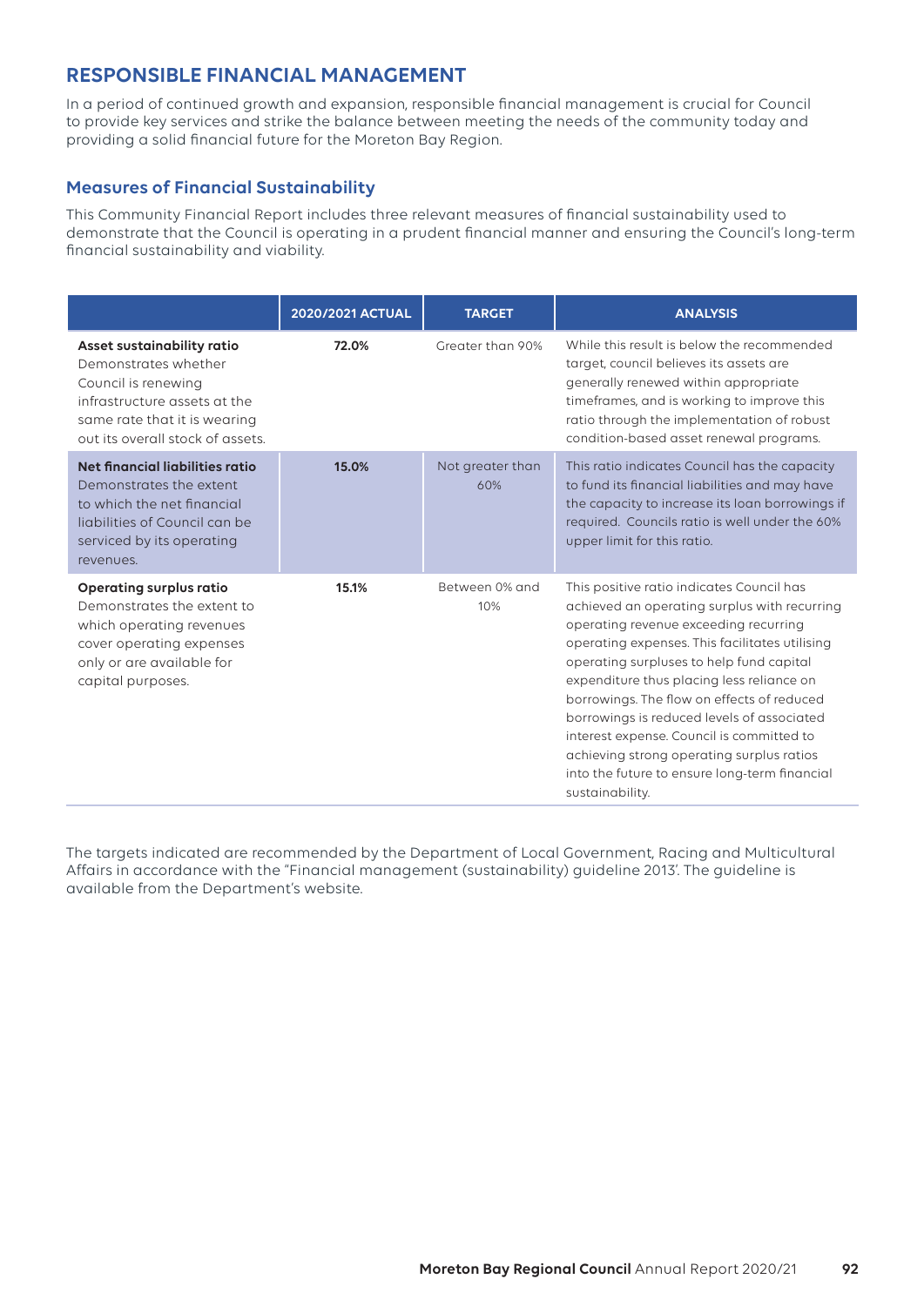## RESPONSIBLE FINANCIAL MANAGEMENT

In a period of continued growth and expansion, responsible financial management is crucial for Council to provide key services and strike the balance between meeting the needs of the community today and providing a solid financial future for the Moreton Bay Region.

### Measures of Financial Sustainability

This Community Financial Report includes three relevant measures of financial sustainability used to demonstrate that the Council is operating in a prudent financial manner and ensuring the Council's long-term financial sustainability and viability.

| | 2020/2021 ACTUAL | TARGET | ANALYSIS |
|---|---|---|---|
| **Asset sustainability ratio** Demonstrates whether Council is renewing infrastructure assets at the same rate that it is wearing out its overall stock of assets. | **72.0%** | Greater than 90% | While this result is below the recommended target, council believes its assets are generally renewed within appropriate timeframes, and is working to improve this ratio through the implementation of robust condition-based asset renewal programs. |
| **Net financial liabilities ratio** Demonstrates the extent to which the net financial liabilities of Council can be serviced by its operating revenues. | **15.0%** | Not greater than 60% | This ratio indicates Council has the capacity to fund its financial liabilities and may have the capacity to increase its loan borrowings if required. Councils ratio is well under the 60% upper limit for this ratio. |
| **Operating surplus ratio** Demonstrates the extent to which operating revenues cover operating expenses only or are available for capital purposes. | **15.1%** | Between 0% and 10% | This positive ratio indicates Council has achieved an operating surplus with recurring operating revenue exceeding recurring operating expenses. This facilitates utilising operating surpluses to help fund capital expenditure thus placing less reliance on borrowings. The flow on effects of reduced borrowings is reduced levels of associated interest expense. Council is committed to achieving strong operating surplus ratios into the future to ensure long-term financial sustainability. |

The targets indicated are recommended by the Department of Local Government, Racing and Multicultural Affairs in accordance with the "Financial management (sustainability) guideline 2013'. The guideline is available from the Department's website.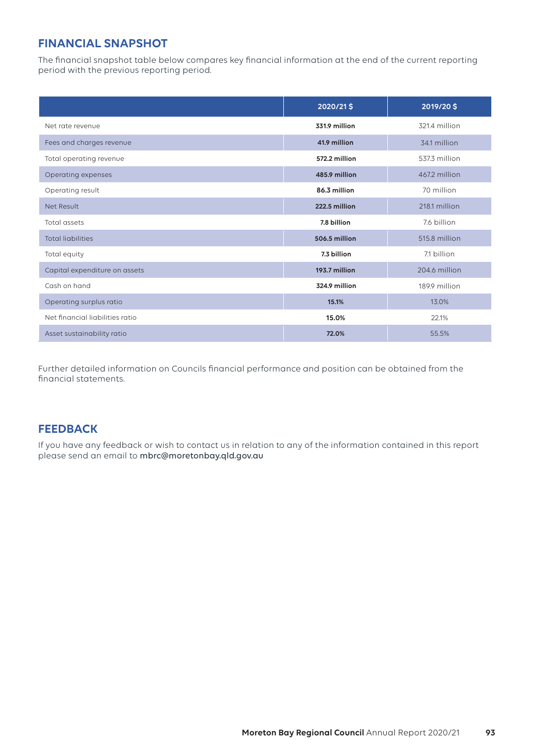## FINANCIAL SNAPSHOT

The financial snapshot table below compares key financial information at the end of the current reporting period with the previous reporting period.

| | 2020/21 $ | 2019/20 $ |
|---|---|---|
| Net rate revenue | **331.9 million** | 321.4 million |
| Fees and charges revenue | **41.9 million** | 34.1 million |
| Total operating revenue | **572.2 million** | 537.3 million |
| Operating expenses | **485.9 million** | 467.2 million |
| Operating result | **86.3 million** | 70 million |
| Net Result | **222.5 million** | 218.1 million |
| Total assets | **7.8 billion** | 7.6 billion |
| Total liabilities | **506.5 million** | 515.8 million |
| Total equity | **7.3 billion** | 7.1 billion |
| Capital expenditure on assets | **193.7 million** | 204.6 million |
| Cash on hand | **324.9 million** | 189.9 million |
| Operating surplus ratio | **15.1%** | 13.0% |
| Net financial liabilities ratio | **15.0%** | 22.1% |
| Asset sustainability ratio | **72.0%** | 55.5% |

Further detailed information on Councils financial performance and position can be obtained from the financial statements.

## FEEDBACK

If you have any feedback or wish to contact us in relation to any of the information contained in this report please send an email to mbrc@moretonbay.qld.gov.au